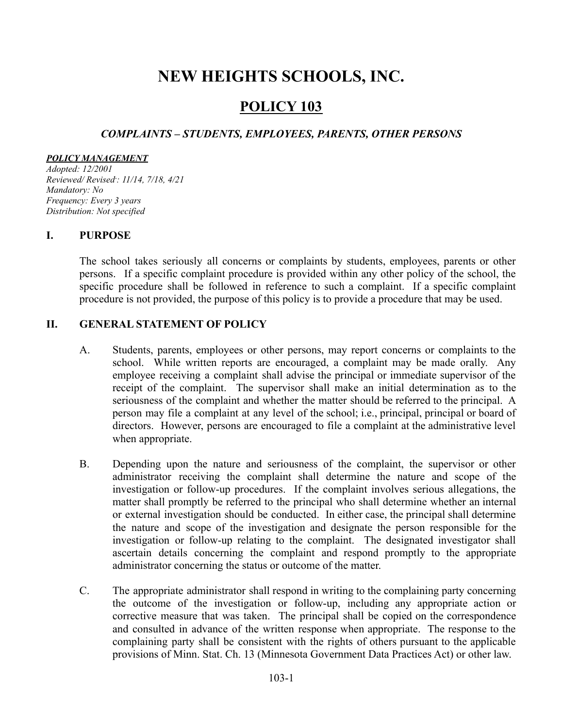# NEW HEIGHTS SCHOOLS, INC.

## POLICY 103

### *COMPLAINTS – STUDENTS, EMPLOYEES, PARENTS, OTHER PERSONS*

***POLICY MANAGEMENT***
*Adopted: 12/2001*
*Reviewed/ Revised: 11/14, 7/18, 4/21*
*Mandatory: No*
*Frequency: Every 3 years*
*Distribution: Not specified*

## I. PURPOSE

The school takes seriously all concerns or complaints by students, employees, parents or other persons. If a specific complaint procedure is provided within any other policy of the school, the specific procedure shall be followed in reference to such a complaint. If a specific complaint procedure is not provided, the purpose of this policy is to provide a procedure that may be used.

## II. GENERAL STATEMENT OF POLICY

A. Students, parents, employees or other persons, may report concerns or complaints to the school. While written reports are encouraged, a complaint may be made orally. Any employee receiving a complaint shall advise the principal or immediate supervisor of the receipt of the complaint. The supervisor shall make an initial determination as to the seriousness of the complaint and whether the matter should be referred to the principal. A person may file a complaint at any level of the school; i.e., principal, principal or board of directors. However, persons are encouraged to file a complaint at the administrative level when appropriate.

B. Depending upon the nature and seriousness of the complaint, the supervisor or other administrator receiving the complaint shall determine the nature and scope of the investigation or follow-up procedures. If the complaint involves serious allegations, the matter shall promptly be referred to the principal who shall determine whether an internal or external investigation should be conducted. In either case, the principal shall determine the nature and scope of the investigation and designate the person responsible for the investigation or follow-up relating to the complaint. The designated investigator shall ascertain details concerning the complaint and respond promptly to the appropriate administrator concerning the status or outcome of the matter.

C. The appropriate administrator shall respond in writing to the complaining party concerning the outcome of the investigation or follow-up, including any appropriate action or corrective measure that was taken. The principal shall be copied on the correspondence and consulted in advance of the written response when appropriate. The response to the complaining party shall be consistent with the rights of others pursuant to the applicable provisions of Minn. Stat. Ch. 13 (Minnesota Government Data Practices Act) or other law.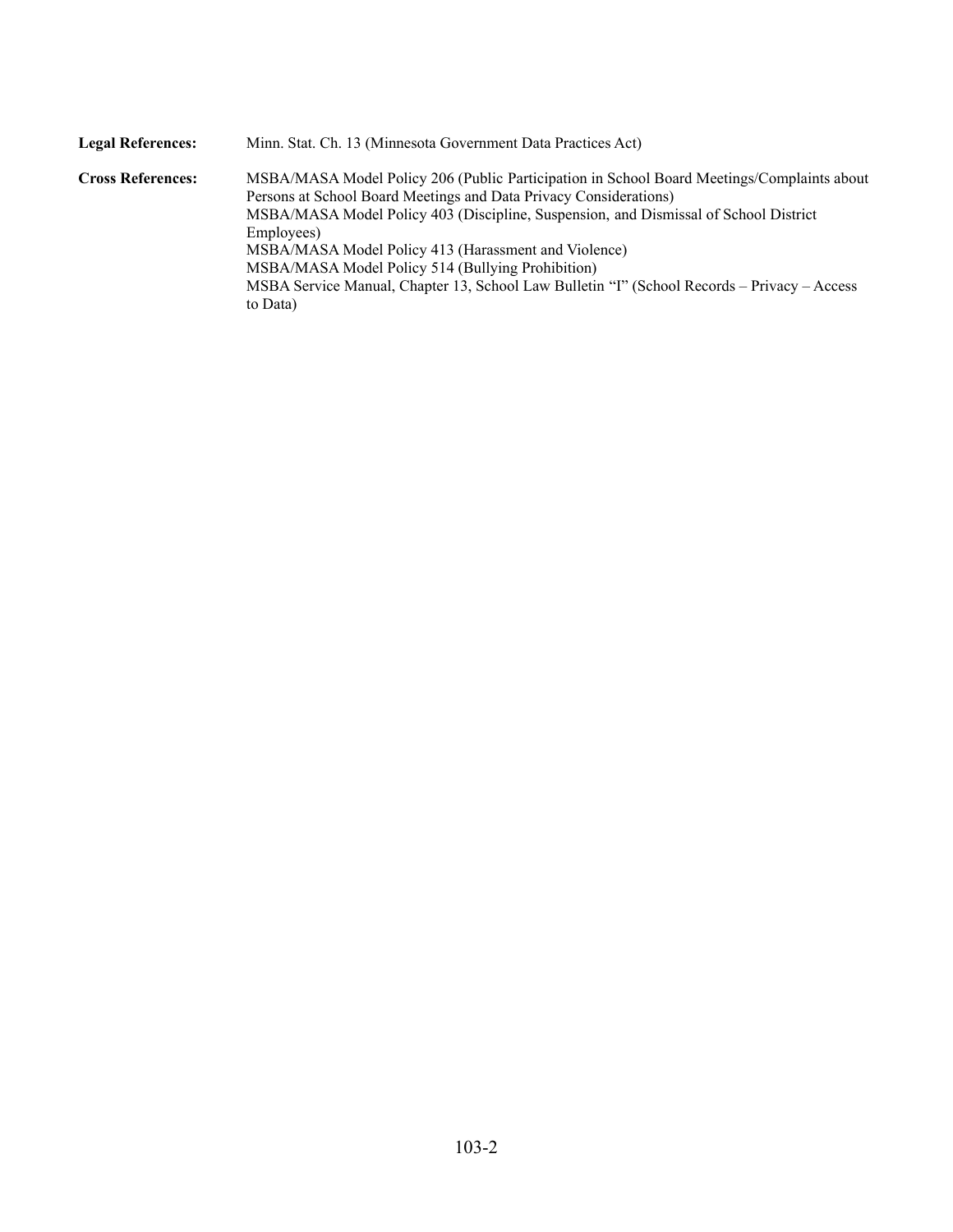**Legal References:** Minn. Stat. Ch. 13 (Minnesota Government Data Practices Act)

**Cross References:** MSBA/MASA Model Policy 206 (Public Participation in School Board Meetings/Complaints about Persons at School Board Meetings and Data Privacy Considerations)
MSBA/MASA Model Policy 403 (Discipline, Suspension, and Dismissal of School District Employees)
MSBA/MASA Model Policy 413 (Harassment and Violence)
MSBA/MASA Model Policy 514 (Bullying Prohibition)
MSBA Service Manual, Chapter 13, School Law Bulletin "I" (School Records – Privacy – Access to Data)